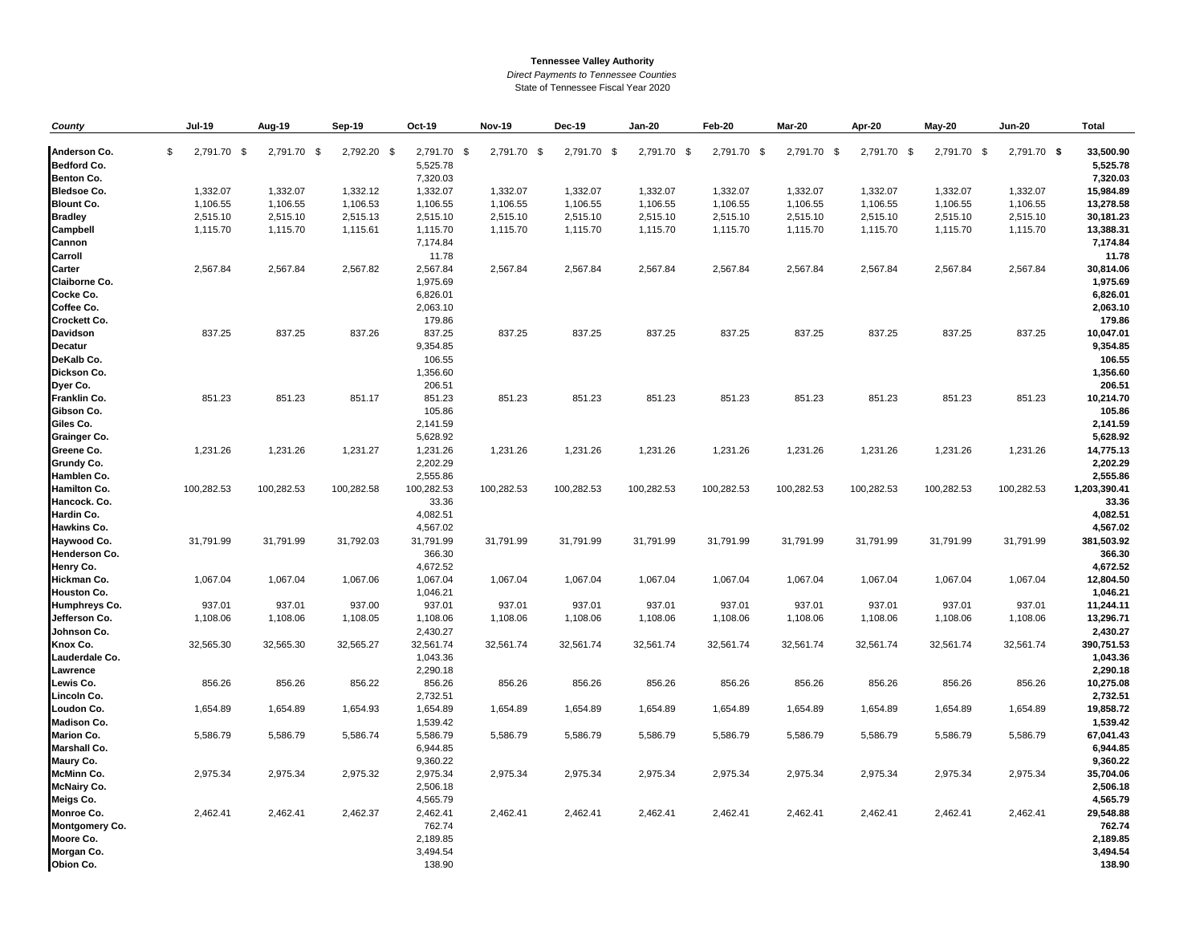**Tennessee Valley Authority**

*Direct Payments to Tennessee Counties*

State of Tennessee Fiscal Year 2020

| County | Jul-19 | Aug-19 | Sep-19 | Oct-19 | Nov-19 | Dec-19 | Jan-20 | Feb-20 | Mar-20 | Apr-20 | May-20 | Jun-20 | Total |
|---|---|---|---|---|---|---|---|---|---|---|---|---|---|
| **Anderson Co.** | $ 2,791.70 | $ 2,791.70 | $ 2,792.20 | $ 2,791.70 | $ 2,791.70 | $ 2,791.70 | $ 2,791.70 | $ 2,791.70 | $ 2,791.70 | $ 2,791.70 | $ 2,791.70 | $ 2,791.70 | **$ 33,500.90** |
| **Bedford Co.** | | | | 5,525.78 | | | | | | | | | **5,525.78** |
| **Benton Co.** | | | | 7,320.03 | | | | | | | | | **7,320.03** |
| **Bledsoe Co.** | 1,332.07 | 1,332.07 | 1,332.12 | 1,332.07 | 1,332.07 | 1,332.07 | 1,332.07 | 1,332.07 | 1,332.07 | 1,332.07 | 1,332.07 | 1,332.07 | **15,984.89** |
| **Blount Co.** | 1,106.55 | 1,106.55 | 1,106.53 | 1,106.55 | 1,106.55 | 1,106.55 | 1,106.55 | 1,106.55 | 1,106.55 | 1,106.55 | 1,106.55 | 1,106.55 | **13,278.58** |
| **Bradley** | 2,515.10 | 2,515.10 | 2,515.13 | 2,515.10 | 2,515.10 | 2,515.10 | 2,515.10 | 2,515.10 | 2,515.10 | 2,515.10 | 2,515.10 | 2,515.10 | **30,181.23** |
| **Campbell** | 1,115.70 | 1,115.70 | 1,115.61 | 1,115.70 | 1,115.70 | 1,115.70 | 1,115.70 | 1,115.70 | 1,115.70 | 1,115.70 | 1,115.70 | 1,115.70 | **13,388.31** |
| **Cannon** | | | | 7,174.84 | | | | | | | | | **7,174.84** |
| **Carroll** | | | | 11.78 | | | | | | | | | **11.78** |
| **Carter** | 2,567.84 | 2,567.84 | 2,567.82 | 2,567.84 | 2,567.84 | 2,567.84 | 2,567.84 | 2,567.84 | 2,567.84 | 2,567.84 | 2,567.84 | 2,567.84 | **30,814.06** |
| **Claiborne Co.** | | | | 1,975.69 | | | | | | | | | **1,975.69** |
| **Cocke Co.** | | | | 6,826.01 | | | | | | | | | **6,826.01** |
| **Coffee Co.** | | | | 2,063.10 | | | | | | | | | **2,063.10** |
| **Crockett Co.** | | | | 179.86 | | | | | | | | | **179.86** |
| **Davidson** | 837.25 | 837.25 | 837.26 | 837.25 | 837.25 | 837.25 | 837.25 | 837.25 | 837.25 | 837.25 | 837.25 | 837.25 | **10,047.01** |
| **Decatur** | | | | 9,354.85 | | | | | | | | | **9,354.85** |
| **DeKalb Co.** | | | | 106.55 | | | | | | | | | **106.55** |
| **Dickson Co.** | | | | 1,356.60 | | | | | | | | | **1,356.60** |
| **Dyer Co.** | | | | 206.51 | | | | | | | | | **206.51** |
| **Franklin Co.** | 851.23 | 851.23 | 851.17 | 851.23 | 851.23 | 851.23 | 851.23 | 851.23 | 851.23 | 851.23 | 851.23 | 851.23 | **10,214.70** |
| **Gibson Co.** | | | | 105.86 | | | | | | | | | **105.86** |
| **Giles Co.** | | | | 2,141.59 | | | | | | | | | **2,141.59** |
| **Grainger Co.** | | | | 5,628.92 | | | | | | | | | **5,628.92** |
| **Greene Co.** | 1,231.26 | 1,231.26 | 1,231.27 | 1,231.26 | 1,231.26 | 1,231.26 | 1,231.26 | 1,231.26 | 1,231.26 | 1,231.26 | 1,231.26 | 1,231.26 | **14,775.13** |
| **Grundy Co.** | | | | 2,202.29 | | | | | | | | | **2,202.29** |
| **Hamblen Co.** | | | | 2,555.86 | | | | | | | | | **2,555.86** |
| **Hamilton Co.** | 100,282.53 | 100,282.53 | 100,282.58 | 100,282.53 | 100,282.53 | 100,282.53 | 100,282.53 | 100,282.53 | 100,282.53 | 100,282.53 | 100,282.53 | 100,282.53 | **1,203,390.41** |
| **Hancock. Co.** | | | | 33.36 | | | | | | | | | **33.36** |
| **Hardin Co.** | | | | 4,082.51 | | | | | | | | | **4,082.51** |
| **Hawkins Co.** | | | | 4,567.02 | | | | | | | | | **4,567.02** |
| **Haywood Co.** | 31,791.99 | 31,791.99 | 31,792.03 | 31,791.99 | 31,791.99 | 31,791.99 | 31,791.99 | 31,791.99 | 31,791.99 | 31,791.99 | 31,791.99 | 31,791.99 | **381,503.92** |
| **Henderson Co.** | | | | 366.30 | | | | | | | | | **366.30** |
| **Henry Co.** | | | | 4,672.52 | | | | | | | | | **4,672.52** |
| **Hickman Co.** | 1,067.04 | 1,067.04 | 1,067.06 | 1,067.04 | 1,067.04 | 1,067.04 | 1,067.04 | 1,067.04 | 1,067.04 | 1,067.04 | 1,067.04 | 1,067.04 | **12,804.50** |
| **Houston Co.** | | | | 1,046.21 | | | | | | | | | **1,046.21** |
| **Humphreys Co.** | 937.01 | 937.01 | 937.00 | 937.01 | 937.01 | 937.01 | 937.01 | 937.01 | 937.01 | 937.01 | 937.01 | 937.01 | **11,244.11** |
| **Jefferson Co.** | 1,108.06 | 1,108.06 | 1,108.05 | 1,108.06 | 1,108.06 | 1,108.06 | 1,108.06 | 1,108.06 | 1,108.06 | 1,108.06 | 1,108.06 | 1,108.06 | **13,296.71** |
| **Johnson Co.** | | | | 2,430.27 | | | | | | | | | **2,430.27** |
| **Knox Co.** | 32,565.30 | 32,565.30 | 32,565.27 | 32,561.74 | 32,561.74 | 32,561.74 | 32,561.74 | 32,561.74 | 32,561.74 | 32,561.74 | 32,561.74 | 32,561.74 | **390,751.53** |
| **Lauderdale Co.** | | | | 1,043.36 | | | | | | | | | **1,043.36** |
| **Lawrence** | | | | 2,290.18 | | | | | | | | | **2,290.18** |
| **Lewis Co.** | 856.26 | 856.26 | 856.22 | 856.26 | 856.26 | 856.26 | 856.26 | 856.26 | 856.26 | 856.26 | 856.26 | 856.26 | **10,275.08** |
| **Lincoln Co.** | | | | 2,732.51 | | | | | | | | | **2,732.51** |
| **Loudon Co.** | 1,654.89 | 1,654.89 | 1,654.93 | 1,654.89 | 1,654.89 | 1,654.89 | 1,654.89 | 1,654.89 | 1,654.89 | 1,654.89 | 1,654.89 | 1,654.89 | **19,858.72** |
| **Madison Co.** | | | | 1,539.42 | | | | | | | | | **1,539.42** |
| **Marion Co.** | 5,586.79 | 5,586.79 | 5,586.74 | 5,586.79 | 5,586.79 | 5,586.79 | 5,586.79 | 5,586.79 | 5,586.79 | 5,586.79 | 5,586.79 | 5,586.79 | **67,041.43** |
| **Marshall Co.** | | | | 6,944.85 | | | | | | | | | **6,944.85** |
| **Maury Co.** | | | | 9,360.22 | | | | | | | | | **9,360.22** |
| **McMinn Co.** | 2,975.34 | 2,975.34 | 2,975.32 | 2,975.34 | 2,975.34 | 2,975.34 | 2,975.34 | 2,975.34 | 2,975.34 | 2,975.34 | 2,975.34 | 2,975.34 | **35,704.06** |
| **McNairy Co.** | | | | 2,506.18 | | | | | | | | | **2,506.18** |
| **Meigs Co.** | | | | 4,565.79 | | | | | | | | | **4,565.79** |
| **Monroe Co.** | 2,462.41 | 2,462.41 | 2,462.37 | 2,462.41 | 2,462.41 | 2,462.41 | 2,462.41 | 2,462.41 | 2,462.41 | 2,462.41 | 2,462.41 | 2,462.41 | **29,548.88** |
| **Montgomery Co.** | | | | 762.74 | | | | | | | | | **762.74** |
| **Moore Co.** | | | | 2,189.85 | | | | | | | | | **2,189.85** |
| **Morgan Co.** | | | | 3,494.54 | | | | | | | | | **3,494.54** |
| **Obion Co.** | | | | 138.90 | | | | | | | | | **138.90** |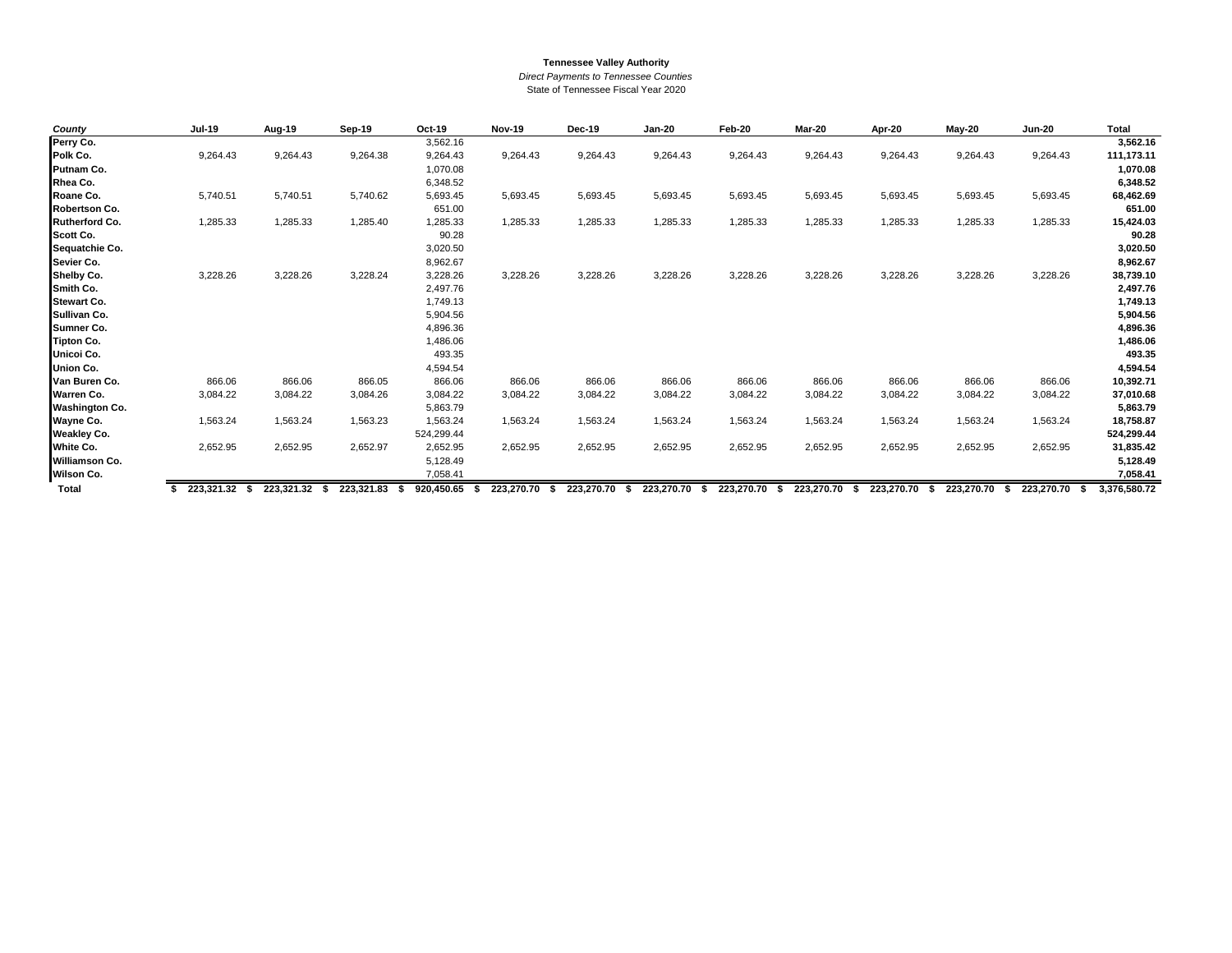**Tennessee Valley Authority**

*Direct Payments to Tennessee Counties*

State of Tennessee Fiscal Year 2020

| *County* | Jul-19 | Aug-19 | Sep-19 | Oct-19 | Nov-19 | Dec-19 | Jan-20 | Feb-20 | Mar-20 | Apr-20 | May-20 | Jun-20 | Total |
|---|---|---|---|---|---|---|---|---|---|---|---|---|---|
| **Perry Co.** | | | | 3,562.16 | | | | | | | | | **3,562.16** |
| **Polk Co.** | 9,264.43 | 9,264.43 | 9,264.38 | 9,264.43 | 9,264.43 | 9,264.43 | 9,264.43 | 9,264.43 | 9,264.43 | 9,264.43 | 9,264.43 | 9,264.43 | **111,173.11** |
| **Putnam Co.** | | | | 1,070.08 | | | | | | | | | **1,070.08** |
| **Rhea Co.** | | | | 6,348.52 | | | | | | | | | **6,348.52** |
| **Roane Co.** | 5,740.51 | 5,740.51 | 5,740.62 | 5,693.45 | 5,693.45 | 5,693.45 | 5,693.45 | 5,693.45 | 5,693.45 | 5,693.45 | 5,693.45 | 5,693.45 | **68,462.69** |
| **Robertson Co.** | | | | 651.00 | | | | | | | | | **651.00** |
| **Rutherford Co.** | 1,285.33 | 1,285.33 | 1,285.40 | 1,285.33 | 1,285.33 | 1,285.33 | 1,285.33 | 1,285.33 | 1,285.33 | 1,285.33 | 1,285.33 | 1,285.33 | **15,424.03** |
| **Scott Co.** | | | | 90.28 | | | | | | | | | **90.28** |
| **Sequatchie Co.** | | | | 3,020.50 | | | | | | | | | **3,020.50** |
| **Sevier Co.** | | | | 8,962.67 | | | | | | | | | **8,962.67** |
| **Shelby Co.** | 3,228.26 | 3,228.26 | 3,228.24 | 3,228.26 | 3,228.26 | 3,228.26 | 3,228.26 | 3,228.26 | 3,228.26 | 3,228.26 | 3,228.26 | 3,228.26 | **38,739.10** |
| **Smith Co.** | | | | 2,497.76 | | | | | | | | | **2,497.76** |
| **Stewart Co.** | | | | 1,749.13 | | | | | | | | | **1,749.13** |
| **Sullivan Co.** | | | | 5,904.56 | | | | | | | | | **5,904.56** |
| **Sumner Co.** | | | | 4,896.36 | | | | | | | | | **4,896.36** |
| **Tipton Co.** | | | | 1,486.06 | | | | | | | | | **1,486.06** |
| **Unicoi Co.** | | | | 493.35 | | | | | | | | | **493.35** |
| **Union Co.** | | | | 4,594.54 | | | | | | | | | **4,594.54** |
| **Van Buren Co.** | 866.06 | 866.06 | 866.05 | 866.06 | 866.06 | 866.06 | 866.06 | 866.06 | 866.06 | 866.06 | 866.06 | 866.06 | **10,392.71** |
| **Warren Co.** | 3,084.22 | 3,084.22 | 3,084.26 | 3,084.22 | 3,084.22 | 3,084.22 | 3,084.22 | 3,084.22 | 3,084.22 | 3,084.22 | 3,084.22 | 3,084.22 | **37,010.68** |
| **Washington Co.** | | | | 5,863.79 | | | | | | | | | **5,863.79** |
| **Wayne Co.** | 1,563.24 | 1,563.24 | 1,563.23 | 1,563.24 | 1,563.24 | 1,563.24 | 1,563.24 | 1,563.24 | 1,563.24 | 1,563.24 | 1,563.24 | 1,563.24 | **18,758.87** |
| **Weakley Co.** | | | | 524,299.44 | | | | | | | | | **524,299.44** |
| **White Co.** | 2,652.95 | 2,652.95 | 2,652.97 | 2,652.95 | 2,652.95 | 2,652.95 | 2,652.95 | 2,652.95 | 2,652.95 | 2,652.95 | 2,652.95 | 2,652.95 | **31,835.42** |
| **Williamson Co.** | | | | 5,128.49 | | | | | | | | | **5,128.49** |
| **Wilson Co.** | | | | 7,058.41 | | | | | | | | | **7,058.41** |
| **Total** | **$ 223,321.32** | **$ 223,321.32** | **$ 223,321.83** | **$ 920,450.65** | **$ 223,270.70** | **$ 223,270.70** | **$ 223,270.70** | **$ 223,270.70** | **$ 223,270.70** | **$ 223,270.70** | **$ 223,270.70** | **$ 223,270.70** | **$ 3,376,580.72** |